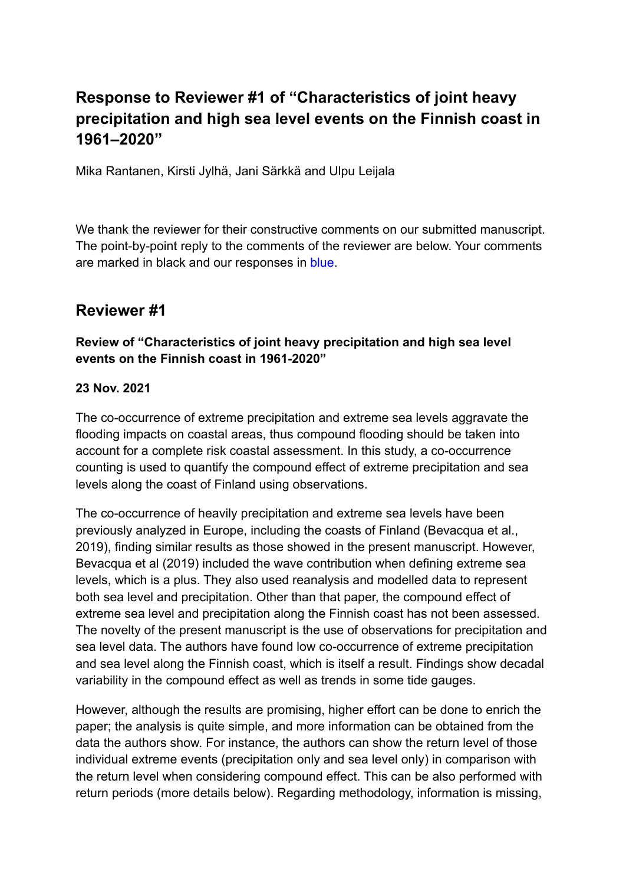# Response to Reviewer #1 of "Characteristics of joint heavy precipitation and high sea level events on the Finnish coast in 1961–2020"

Mika Rantanen, Kirsti Jylhä, Jani Särkkä and Ulpu Leijala

We thank the reviewer for their constructive comments on our submitted manuscript. The point-by-point reply to the comments of the reviewer are below. Your comments are marked in black and our responses in blue.

## Reviewer #1

### Review of "Characteristics of joint heavy precipitation and high sea level events on the Finnish coast in 1961-2020"

**23 Nov. 2021**

The co-occurrence of extreme precipitation and extreme sea levels aggravate the flooding impacts on coastal areas, thus compound flooding should be taken into account for a complete risk coastal assessment. In this study, a co-occurrence counting is used to quantify the compound effect of extreme precipitation and sea levels along the coast of Finland using observations.

The co-occurrence of heavily precipitation and extreme sea levels have been previously analyzed in Europe, including the coasts of Finland (Bevacqua et al., 2019), finding similar results as those showed in the present manuscript. However, Bevacqua et al (2019) included the wave contribution when defining extreme sea levels, which is a plus. They also used reanalysis and modelled data to represent both sea level and precipitation. Other than that paper, the compound effect of extreme sea level and precipitation along the Finnish coast has not been assessed. The novelty of the present manuscript is the use of observations for precipitation and sea level data. The authors have found low co-occurrence of extreme precipitation and sea level along the Finnish coast, which is itself a result. Findings show decadal variability in the compound effect as well as trends in some tide gauges.

However, although the results are promising, higher effort can be done to enrich the paper; the analysis is quite simple, and more information can be obtained from the data the authors show. For instance, the authors can show the return level of those individual extreme events (precipitation only and sea level only) in comparison with the return level when considering compound effect. This can be also performed with return periods (more details below). Regarding methodology, information is missing,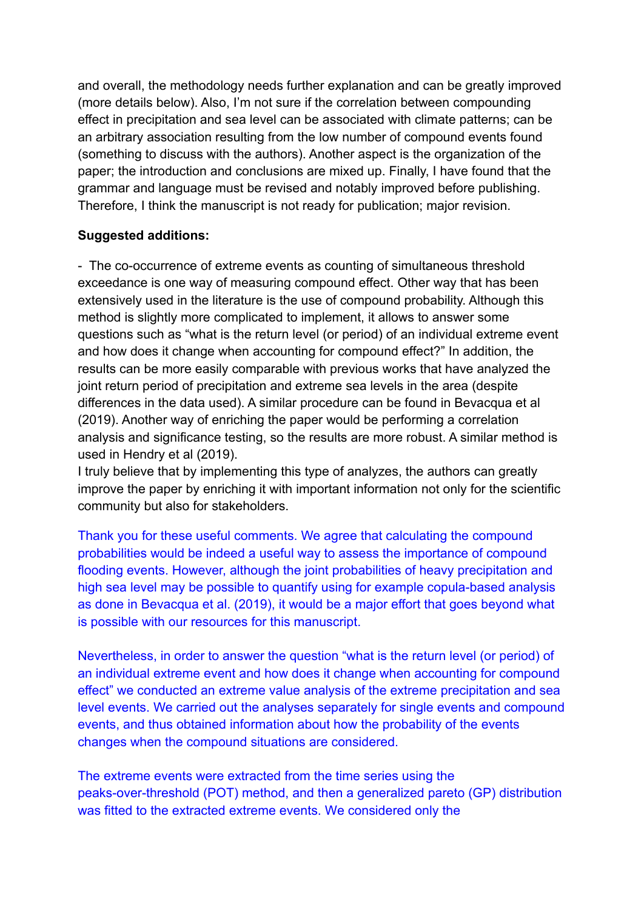and overall, the methodology needs further explanation and can be greatly improved (more details below). Also, I'm not sure if the correlation between compounding effect in precipitation and sea level can be associated with climate patterns; can be an arbitrary association resulting from the low number of compound events found (something to discuss with the authors). Another aspect is the organization of the paper; the introduction and conclusions are mixed up. Finally, I have found that the grammar and language must be revised and notably improved before publishing. Therefore, I think the manuscript is not ready for publication; major revision.

**Suggested additions:**

- The co-occurrence of extreme events as counting of simultaneous threshold exceedance is one way of measuring compound effect. Other way that has been extensively used in the literature is the use of compound probability. Although this method is slightly more complicated to implement, it allows to answer some questions such as "what is the return level (or period) of an individual extreme event and how does it change when accounting for compound effect?" In addition, the results can be more easily comparable with previous works that have analyzed the joint return period of precipitation and extreme sea levels in the area (despite differences in the data used). A similar procedure can be found in Bevacqua et al (2019). Another way of enriching the paper would be performing a correlation analysis and significance testing, so the results are more robust. A similar method is used in Hendry et al (2019).

I truly believe that by implementing this type of analyzes, the authors can greatly improve the paper by enriching it with important information not only for the scientific community but also for stakeholders.

Thank you for these useful comments. We agree that calculating the compound probabilities would be indeed a useful way to assess the importance of compound flooding events. However, although the joint probabilities of heavy precipitation and high sea level may be possible to quantify using for example copula-based analysis as done in Bevacqua et al. (2019), it would be a major effort that goes beyond what is possible with our resources for this manuscript.

Nevertheless, in order to answer the question "what is the return level (or period) of an individual extreme event and how does it change when accounting for compound effect" we conducted an extreme value analysis of the extreme precipitation and sea level events. We carried out the analyses separately for single events and compound events, and thus obtained information about how the probability of the events changes when the compound situations are considered.

The extreme events were extracted from the time series using the peaks-over-threshold (POT) method, and then a generalized pareto (GP) distribution was fitted to the extracted extreme events. We considered only the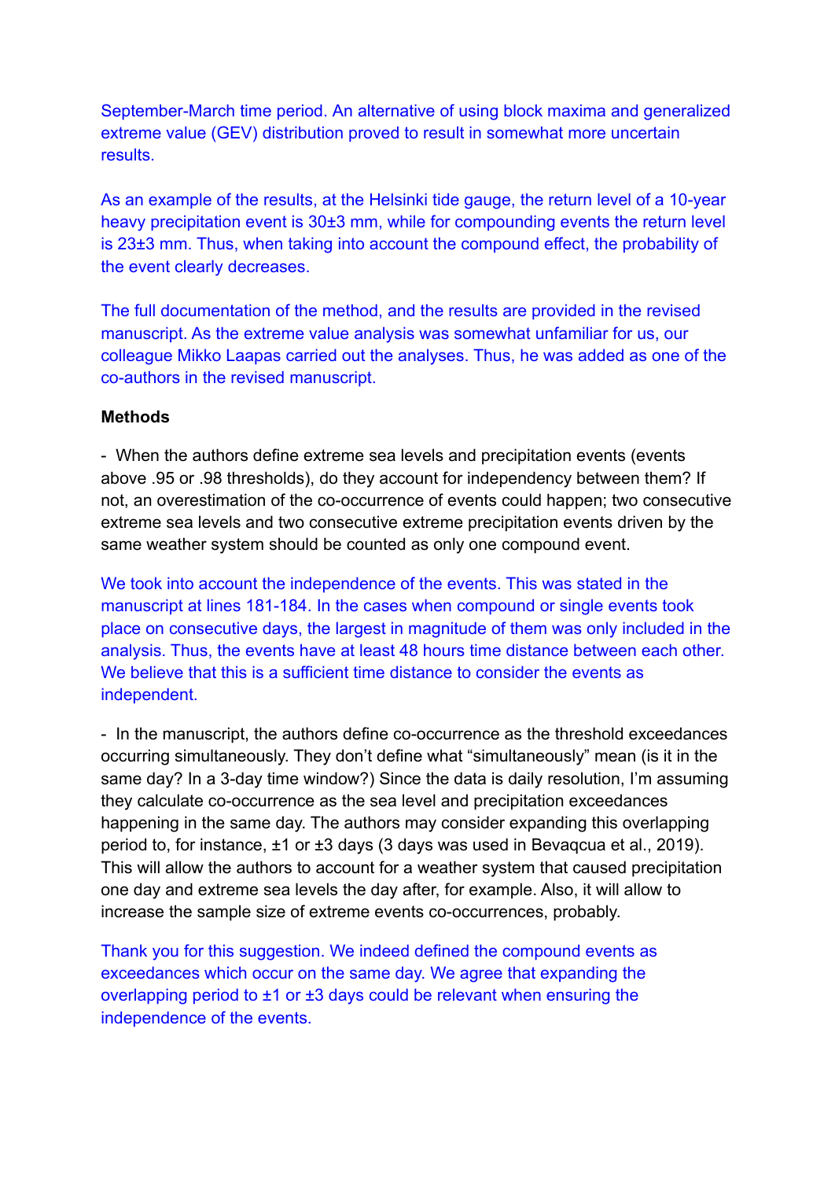September-March time period. An alternative of using block maxima and generalized extreme value (GEV) distribution proved to result in somewhat more uncertain results.

As an example of the results, at the Helsinki tide gauge, the return level of a 10-year heavy precipitation event is 30±3 mm, while for compounding events the return level is 23±3 mm. Thus, when taking into account the compound effect, the probability of the event clearly decreases.

The full documentation of the method, and the results are provided in the revised manuscript. As the extreme value analysis was somewhat unfamiliar for us, our colleague Mikko Laapas carried out the analyses. Thus, he was added as one of the co-authors in the revised manuscript.

**Methods**

- When the authors define extreme sea levels and precipitation events (events above .95 or .98 thresholds), do they account for independency between them? If not, an overestimation of the co-occurrence of events could happen; two consecutive extreme sea levels and two consecutive extreme precipitation events driven by the same weather system should be counted as only one compound event.

We took into account the independence of the events. This was stated in the manuscript at lines 181-184. In the cases when compound or single events took place on consecutive days, the largest in magnitude of them was only included in the analysis. Thus, the events have at least 48 hours time distance between each other. We believe that this is a sufficient time distance to consider the events as independent.

- In the manuscript, the authors define co-occurrence as the threshold exceedances occurring simultaneously. They don't define what "simultaneously" mean (is it in the same day? In a 3-day time window?) Since the data is daily resolution, I'm assuming they calculate co-occurrence as the sea level and precipitation exceedances happening in the same day. The authors may consider expanding this overlapping period to, for instance, ±1 or ±3 days (3 days was used in Bevaqcua et al., 2019). This will allow the authors to account for a weather system that caused precipitation one day and extreme sea levels the day after, for example. Also, it will allow to increase the sample size of extreme events co-occurrences, probably.

Thank you for this suggestion. We indeed defined the compound events as exceedances which occur on the same day. We agree that expanding the overlapping period to ±1 or ±3 days could be relevant when ensuring the independence of the events.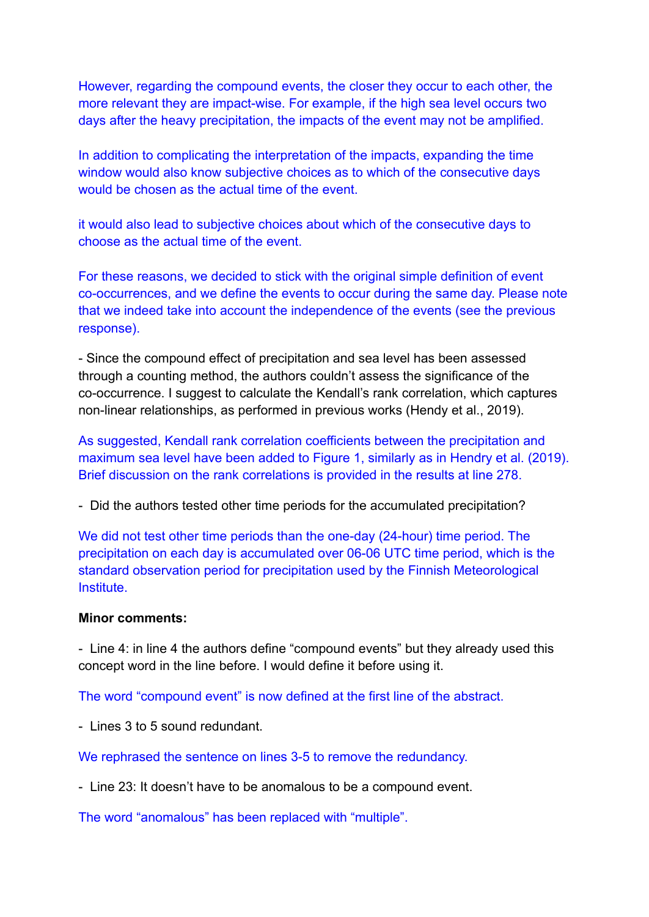However, regarding the compound events, the closer they occur to each other, the more relevant they are impact-wise. For example, if the high sea level occurs two days after the heavy precipitation, the impacts of the event may not be amplified.

In addition to complicating the interpretation of the impacts, expanding the time window would also know subjective choices as to which of the consecutive days would be chosen as the actual time of the event.

it would also lead to subjective choices about which of the consecutive days to choose as the actual time of the event.

For these reasons, we decided to stick with the original simple definition of event co-occurrences, and we define the events to occur during the same day. Please note that we indeed take into account the independence of the events (see the previous response).

- Since the compound effect of precipitation and sea level has been assessed through a counting method, the authors couldn't assess the significance of the co-occurrence. I suggest to calculate the Kendall's rank correlation, which captures non-linear relationships, as performed in previous works (Hendy et al., 2019).

As suggested, Kendall rank correlation coefficients between the precipitation and maximum sea level have been added to Figure 1, similarly as in Hendry et al. (2019). Brief discussion on the rank correlations is provided in the results at line 278.

- Did the authors tested other time periods for the accumulated precipitation?

We did not test other time periods than the one-day (24-hour) time period. The precipitation on each day is accumulated over 06-06 UTC time period, which is the standard observation period for precipitation used by the Finnish Meteorological Institute.

**Minor comments:**

- Line 4: in line 4 the authors define "compound events" but they already used this concept word in the line before. I would define it before using it.

The word "compound event" is now defined at the first line of the abstract.

- Lines 3 to 5 sound redundant.

We rephrased the sentence on lines 3-5 to remove the redundancy.

- Line 23: It doesn't have to be anomalous to be a compound event.

The word "anomalous" has been replaced with "multiple".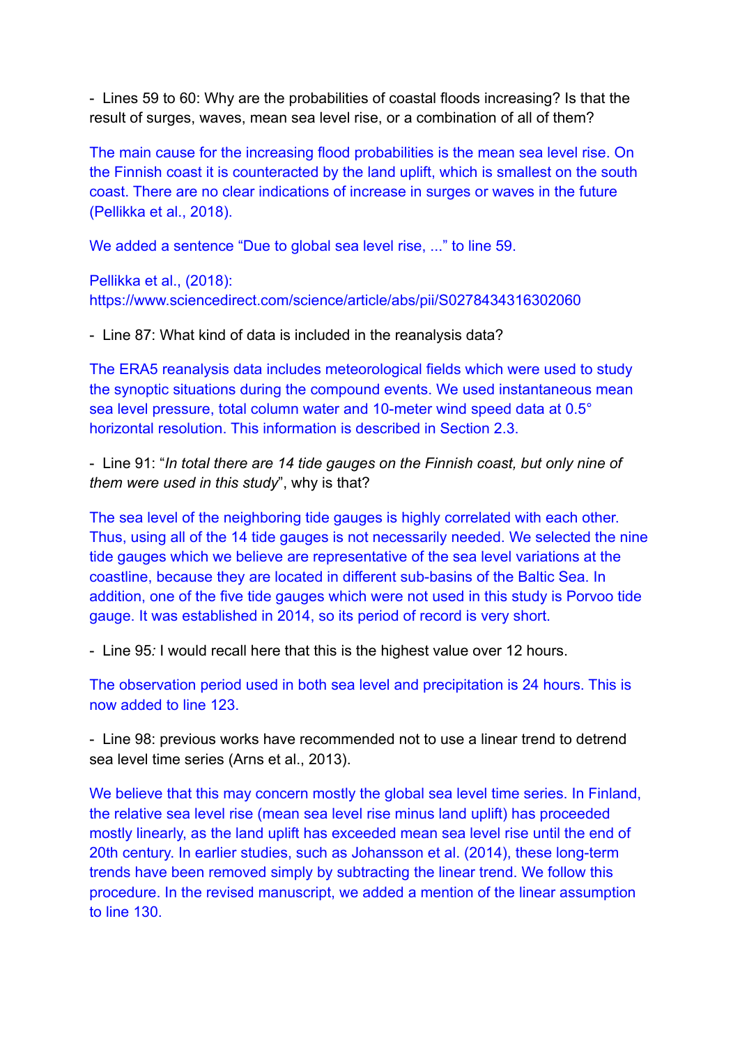- Lines 59 to 60: Why are the probabilities of coastal floods increasing? Is that the result of surges, waves, mean sea level rise, or a combination of all of them?

The main cause for the increasing flood probabilities is the mean sea level rise. On the Finnish coast it is counteracted by the land uplift, which is smallest on the south coast. There are no clear indications of increase in surges or waves in the future (Pellikka et al., 2018).

We added a sentence "Due to global sea level rise, ..." to line 59.

Pellikka et al., (2018): https://www.sciencedirect.com/science/article/abs/pii/S0278434316302060

- Line 87: What kind of data is included in the reanalysis data?

The ERA5 reanalysis data includes meteorological fields which were used to study the synoptic situations during the compound events. We used instantaneous mean sea level pressure, total column water and 10-meter wind speed data at 0.5° horizontal resolution. This information is described in Section 2.3.

- Line 91: "*In total there are 14 tide gauges on the Finnish coast, but only nine of them were used in this study*", why is that?

The sea level of the neighboring tide gauges is highly correlated with each other. Thus, using all of the 14 tide gauges is not necessarily needed. We selected the nine tide gauges which we believe are representative of the sea level variations at the coastline, because they are located in different sub-basins of the Baltic Sea. In addition, one of the five tide gauges which were not used in this study is Porvoo tide gauge. It was established in 2014, so its period of record is very short.

- Line 95*:* I would recall here that this is the highest value over 12 hours.

The observation period used in both sea level and precipitation is 24 hours. This is now added to line 123.

- Line 98: previous works have recommended not to use a linear trend to detrend sea level time series (Arns et al., 2013).

We believe that this may concern mostly the global sea level time series. In Finland, the relative sea level rise (mean sea level rise minus land uplift) has proceeded mostly linearly, as the land uplift has exceeded mean sea level rise until the end of 20th century. In earlier studies, such as Johansson et al. (2014), these long-term trends have been removed simply by subtracting the linear trend. We follow this procedure. In the revised manuscript, we added a mention of the linear assumption to line 130.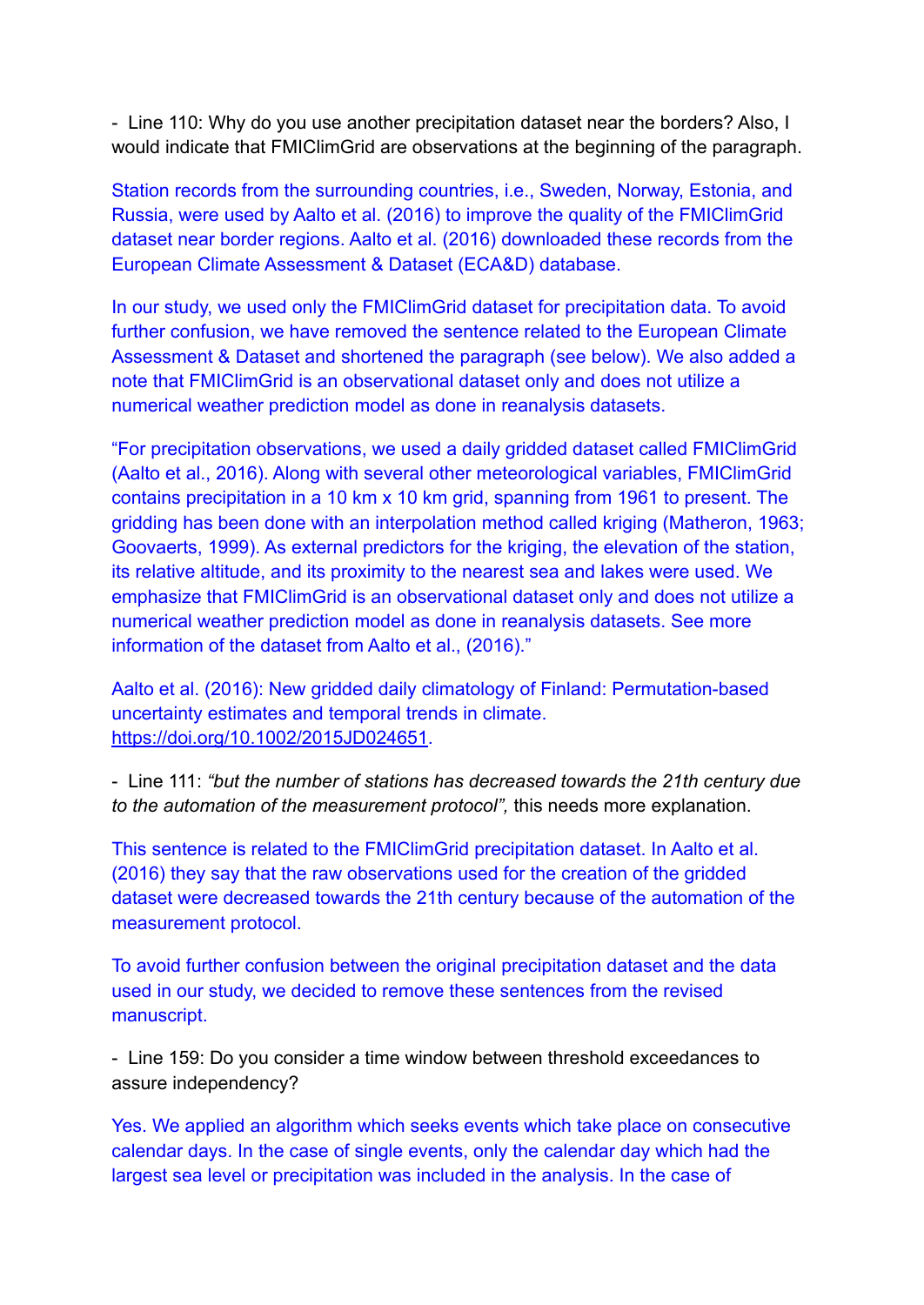- Line 110: Why do you use another precipitation dataset near the borders? Also, I would indicate that FMIClimGrid are observations at the beginning of the paragraph.

Station records from the surrounding countries, i.e., Sweden, Norway, Estonia, and Russia, were used by Aalto et al. (2016) to improve the quality of the FMIClimGrid dataset near border regions. Aalto et al. (2016) downloaded these records from the European Climate Assessment & Dataset (ECA&D) database.

In our study, we used only the FMIClimGrid dataset for precipitation data. To avoid further confusion, we have removed the sentence related to the European Climate Assessment & Dataset and shortened the paragraph (see below). We also added a note that FMIClimGrid is an observational dataset only and does not utilize a numerical weather prediction model as done in reanalysis datasets.

"For precipitation observations, we used a daily gridded dataset called FMIClimGrid (Aalto et al., 2016). Along with several other meteorological variables, FMIClimGrid contains precipitation in a 10 km x 10 km grid, spanning from 1961 to present. The gridding has been done with an interpolation method called kriging (Matheron, 1963; Goovaerts, 1999). As external predictors for the kriging, the elevation of the station, its relative altitude, and its proximity to the nearest sea and lakes were used. We emphasize that FMIClimGrid is an observational dataset only and does not utilize a numerical weather prediction model as done in reanalysis datasets. See more information of the dataset from Aalto et al., (2016)."

Aalto et al. (2016): New gridded daily climatology of Finland: Permutation-based uncertainty estimates and temporal trends in climate. https://doi.org/10.1002/2015JD024651.

- Line 111: *"but the number of stations has decreased towards the 21th century due to the automation of the measurement protocol",* this needs more explanation.

This sentence is related to the FMIClimGrid precipitation dataset. In Aalto et al. (2016) they say that the raw observations used for the creation of the gridded dataset were decreased towards the 21th century because of the automation of the measurement protocol.

To avoid further confusion between the original precipitation dataset and the data used in our study, we decided to remove these sentences from the revised manuscript.

- Line 159: Do you consider a time window between threshold exceedances to assure independency?

Yes. We applied an algorithm which seeks events which take place on consecutive calendar days. In the case of single events, only the calendar day which had the largest sea level or precipitation was included in the analysis. In the case of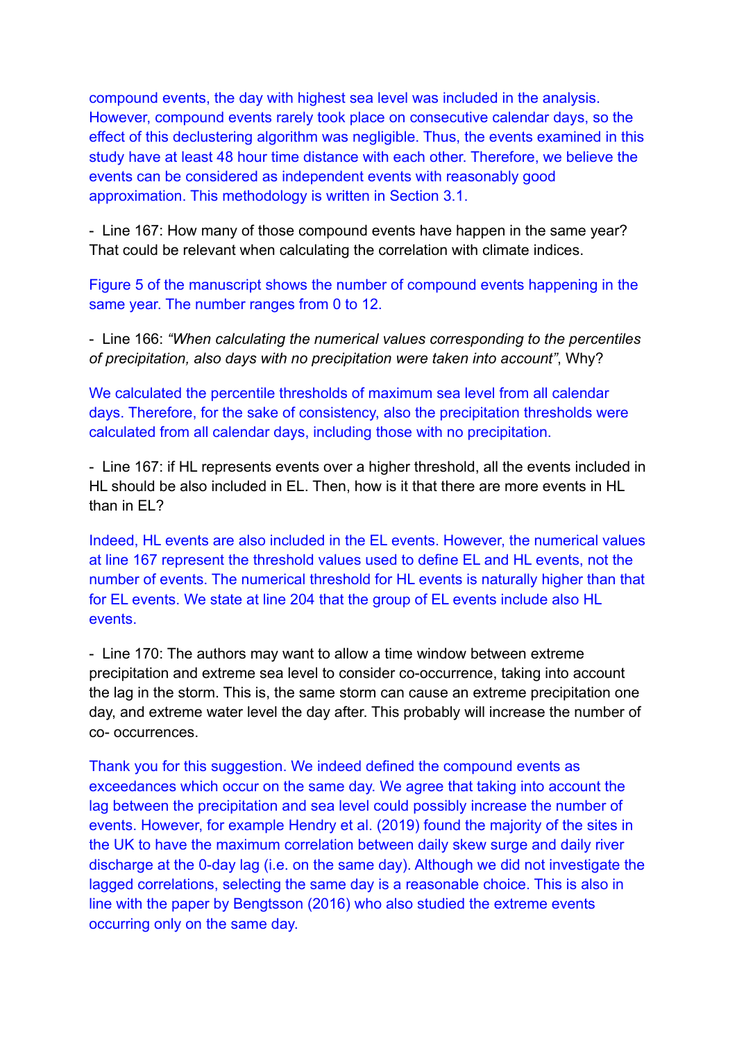compound events, the day with highest sea level was included in the analysis. However, compound events rarely took place on consecutive calendar days, so the effect of this declustering algorithm was negligible. Thus, the events examined in this study have at least 48 hour time distance with each other. Therefore, we believe the events can be considered as independent events with reasonably good approximation. This methodology is written in Section 3.1.

- Line 167: How many of those compound events have happen in the same year? That could be relevant when calculating the correlation with climate indices.

Figure 5 of the manuscript shows the number of compound events happening in the same year. The number ranges from 0 to 12.

- Line 166: *"When calculating the numerical values corresponding to the percentiles of precipitation, also days with no precipitation were taken into account"*, Why?

We calculated the percentile thresholds of maximum sea level from all calendar days. Therefore, for the sake of consistency, also the precipitation thresholds were calculated from all calendar days, including those with no precipitation.

- Line 167: if HL represents events over a higher threshold, all the events included in HL should be also included in EL. Then, how is it that there are more events in HL than in EL?

Indeed, HL events are also included in the EL events. However, the numerical values at line 167 represent the threshold values used to define EL and HL events, not the number of events. The numerical threshold for HL events is naturally higher than that for EL events. We state at line 204 that the group of EL events include also HL events.

- Line 170: The authors may want to allow a time window between extreme precipitation and extreme sea level to consider co-occurrence, taking into account the lag in the storm. This is, the same storm can cause an extreme precipitation one day, and extreme water level the day after. This probably will increase the number of co- occurrences.

Thank you for this suggestion. We indeed defined the compound events as exceedances which occur on the same day. We agree that taking into account the lag between the precipitation and sea level could possibly increase the number of events. However, for example Hendry et al. (2019) found the majority of the sites in the UK to have the maximum correlation between daily skew surge and daily river discharge at the 0-day lag (i.e. on the same day). Although we did not investigate the lagged correlations, selecting the same day is a reasonable choice. This is also in line with the paper by Bengtsson (2016) who also studied the extreme events occurring only on the same day.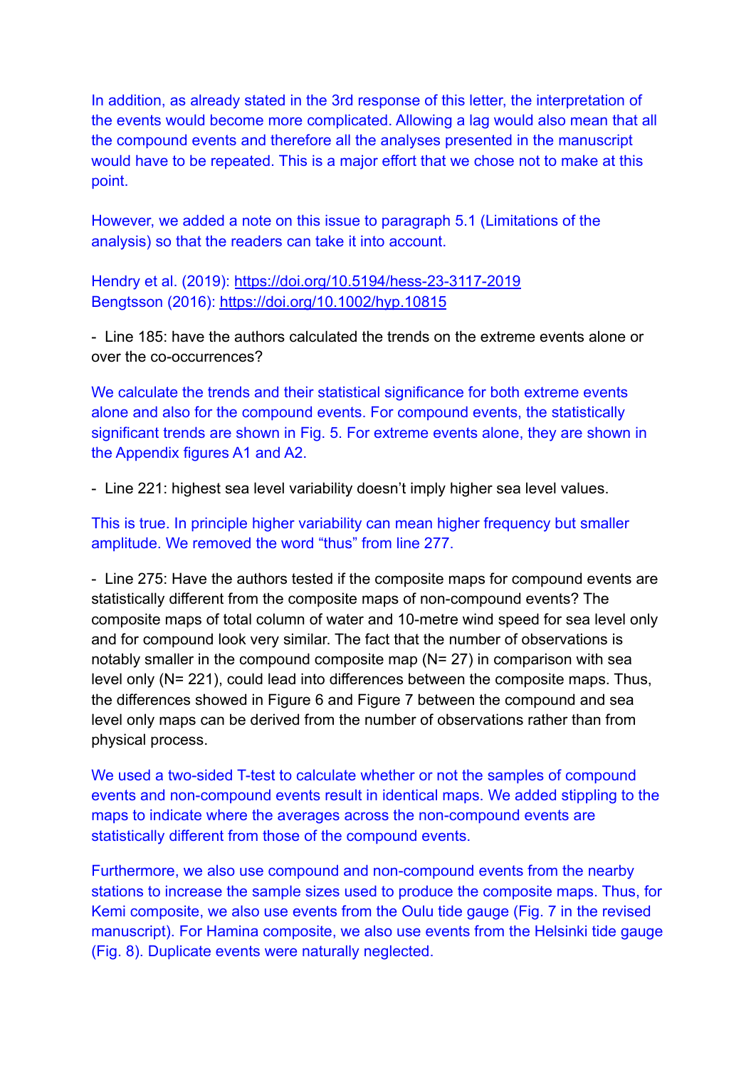In addition, as already stated in the 3rd response of this letter, the interpretation of the events would become more complicated. Allowing a lag would also mean that all the compound events and therefore all the analyses presented in the manuscript would have to be repeated. This is a major effort that we chose not to make at this point.

However, we added a note on this issue to paragraph 5.1 (Limitations of the analysis) so that the readers can take it into account.

Hendry et al. (2019): https://doi.org/10.5194/hess-23-3117-2019
Bengtsson (2016): https://doi.org/10.1002/hyp.10815

- Line 185: have the authors calculated the trends on the extreme events alone or over the co-occurrences?

We calculate the trends and their statistical significance for both extreme events alone and also for the compound events. For compound events, the statistically significant trends are shown in Fig. 5. For extreme events alone, they are shown in the Appendix figures A1 and A2.

- Line 221: highest sea level variability doesn't imply higher sea level values.

This is true. In principle higher variability can mean higher frequency but smaller amplitude. We removed the word "thus" from line 277.

- Line 275: Have the authors tested if the composite maps for compound events are statistically different from the composite maps of non-compound events? The composite maps of total column of water and 10-metre wind speed for sea level only and for compound look very similar. The fact that the number of observations is notably smaller in the compound composite map (N= 27) in comparison with sea level only (N= 221), could lead into differences between the composite maps. Thus, the differences showed in Figure 6 and Figure 7 between the compound and sea level only maps can be derived from the number of observations rather than from physical process.

We used a two-sided T-test to calculate whether or not the samples of compound events and non-compound events result in identical maps. We added stippling to the maps to indicate where the averages across the non-compound events are statistically different from those of the compound events.

Furthermore, we also use compound and non-compound events from the nearby stations to increase the sample sizes used to produce the composite maps. Thus, for Kemi composite, we also use events from the Oulu tide gauge (Fig. 7 in the revised manuscript). For Hamina composite, we also use events from the Helsinki tide gauge (Fig. 8). Duplicate events were naturally neglected.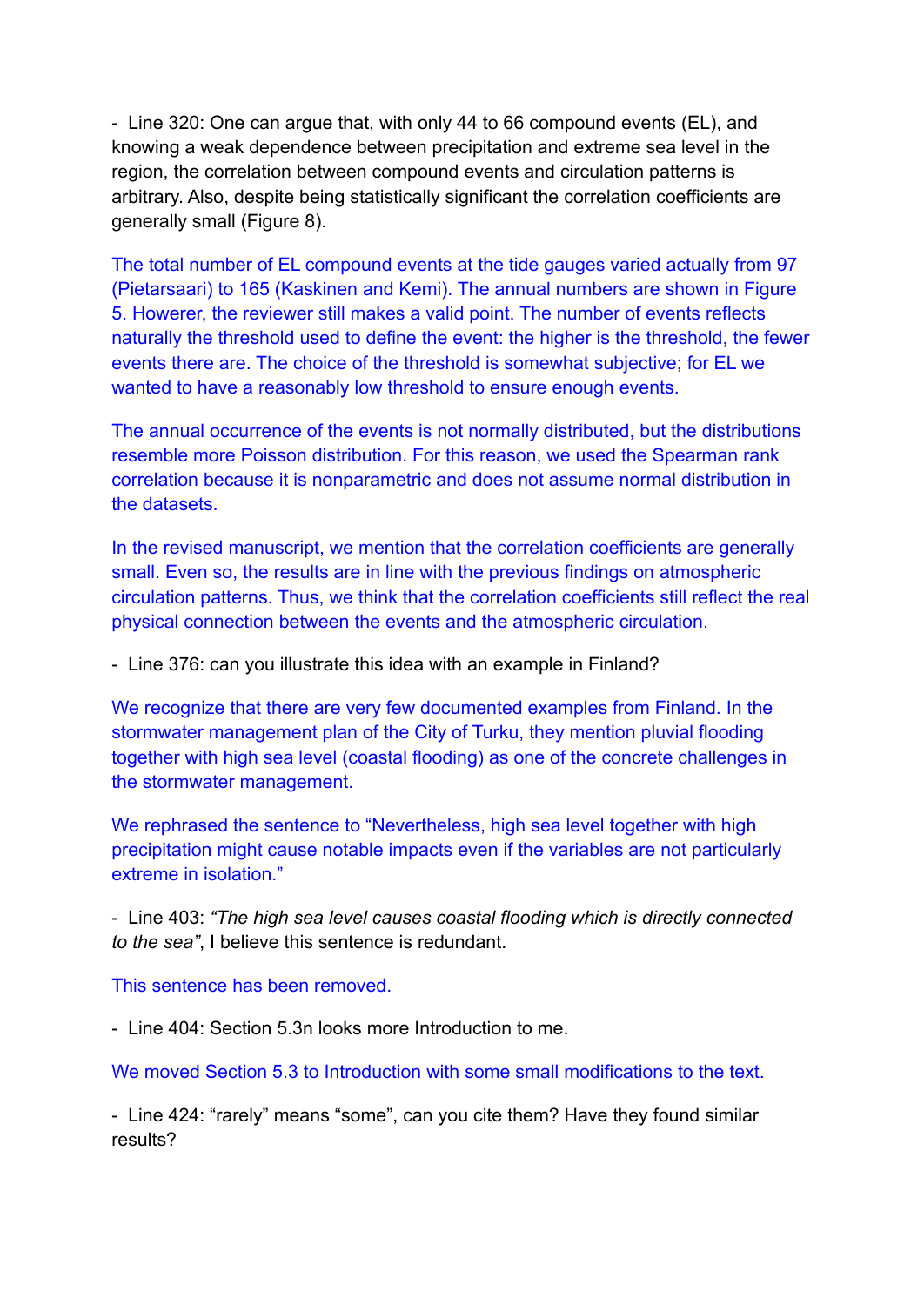- Line 320: One can argue that, with only 44 to 66 compound events (EL), and knowing a weak dependence between precipitation and extreme sea level in the region, the correlation between compound events and circulation patterns is arbitrary. Also, despite being statistically significant the correlation coefficients are generally small (Figure 8).

The total number of EL compound events at the tide gauges varied actually from 97 (Pietarsaari) to 165 (Kaskinen and Kemi). The annual numbers are shown in Figure 5. Howerer, the reviewer still makes a valid point. The number of events reflects naturally the threshold used to define the event: the higher is the threshold, the fewer events there are. The choice of the threshold is somewhat subjective; for EL we wanted to have a reasonably low threshold to ensure enough events.

The annual occurrence of the events is not normally distributed, but the distributions resemble more Poisson distribution. For this reason, we used the Spearman rank correlation because it is nonparametric and does not assume normal distribution in the datasets.

In the revised manuscript, we mention that the correlation coefficients are generally small. Even so, the results are in line with the previous findings on atmospheric circulation patterns. Thus, we think that the correlation coefficients still reflect the real physical connection between the events and the atmospheric circulation.

- Line 376: can you illustrate this idea with an example in Finland?

We recognize that there are very few documented examples from Finland. In the stormwater management plan of the City of Turku, they mention pluvial flooding together with high sea level (coastal flooding) as one of the concrete challenges in the stormwater management.

We rephrased the sentence to "Nevertheless, high sea level together with high precipitation might cause notable impacts even if the variables are not particularly extreme in isolation."

- Line 403: *"The high sea level causes coastal flooding which is directly connected to the sea"*, I believe this sentence is redundant.

This sentence has been removed.

- Line 404: Section 5.3n looks more Introduction to me.

We moved Section 5.3 to Introduction with some small modifications to the text.

- Line 424: "rarely" means "some", can you cite them? Have they found similar results?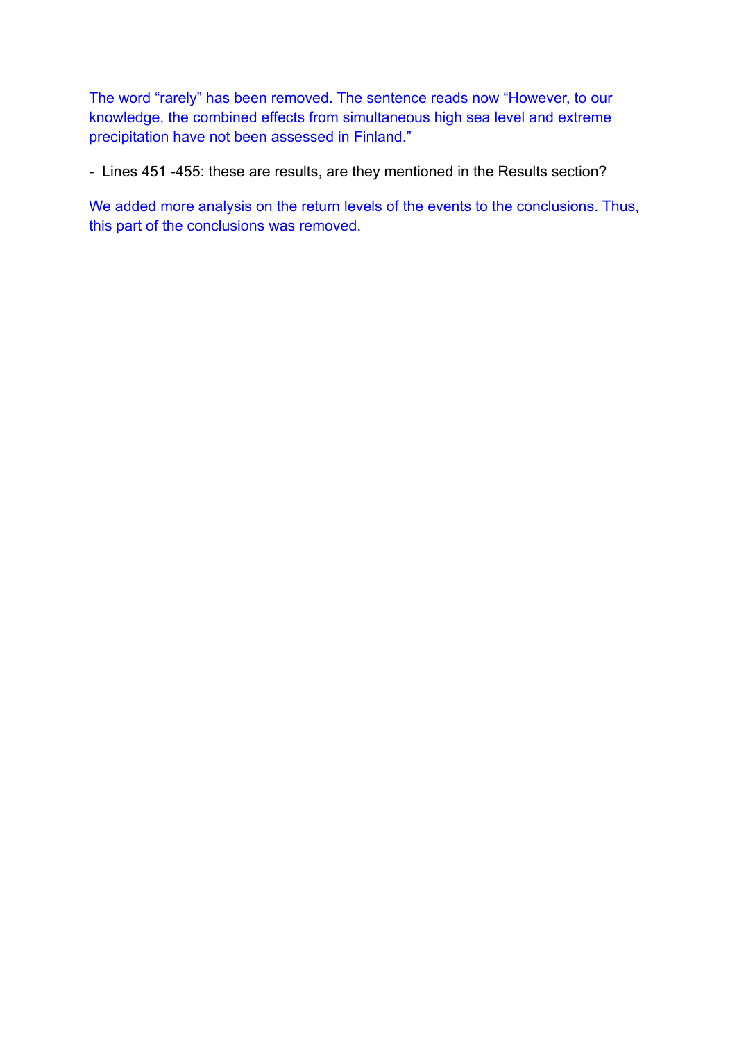The word “rarely” has been removed. The sentence reads now “However, to our knowledge, the combined effects from simultaneous high sea level and extreme precipitation have not been assessed in Finland.”

- Lines 451 -455: these are results, are they mentioned in the Results section?

We added more analysis on the return levels of the events to the conclusions. Thus, this part of the conclusions was removed.